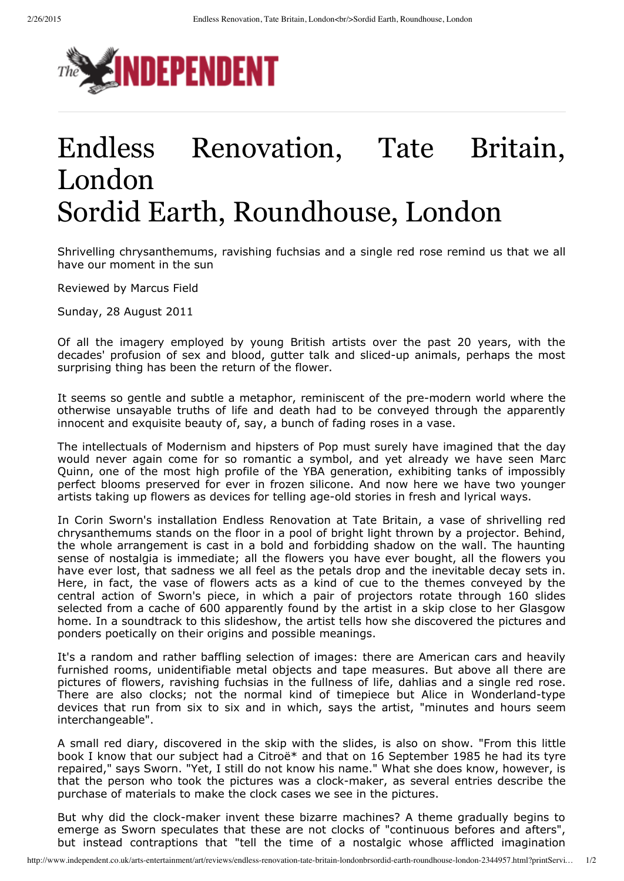# Endless Renovation, Tate Britain, London
# Sordid Earth, Roundhouse, London

Shrivelling chrysanthemums, ravishing fuchsias and a single red rose remind us that we all have our moment in the sun

Reviewed by Marcus Field

Sunday, 28 August 2011

Of all the imagery employed by young British artists over the past 20 years, with the decades' profusion of sex and blood, gutter talk and sliced-up animals, perhaps the most surprising thing has been the return of the flower.

It seems so gentle and subtle a metaphor, reminiscent of the pre-modern world where the otherwise unsayable truths of life and death had to be conveyed through the apparently innocent and exquisite beauty of, say, a bunch of fading roses in a vase.

The intellectuals of Modernism and hipsters of Pop must surely have imagined that the day would never again come for so romantic a symbol, and yet already we have seen Marc Quinn, one of the most high profile of the YBA generation, exhibiting tanks of impossibly perfect blooms preserved for ever in frozen silicone. And now here we have two younger artists taking up flowers as devices for telling age-old stories in fresh and lyrical ways.

In Corin Sworn's installation Endless Renovation at Tate Britain, a vase of shrivelling red chrysanthemums stands on the floor in a pool of bright light thrown by a projector. Behind, the whole arrangement is cast in a bold and forbidding shadow on the wall. The haunting sense of nostalgia is immediate; all the flowers you have ever bought, all the flowers you have ever lost, that sadness we all feel as the petals drop and the inevitable decay sets in. Here, in fact, the vase of flowers acts as a kind of cue to the themes conveyed by the central action of Sworn's piece, in which a pair of projectors rotate through 160 slides selected from a cache of 600 apparently found by the artist in a skip close to her Glasgow home. In a soundtrack to this slideshow, the artist tells how she discovered the pictures and ponders poetically on their origins and possible meanings.

It's a random and rather baffling selection of images: there are American cars and heavily furnished rooms, unidentifiable metal objects and tape measures. But above all there are pictures of flowers, ravishing fuchsias in the fullness of life, dahlias and a single red rose. There are also clocks; not the normal kind of timepiece but Alice in Wonderland-type devices that run from six to six and in which, says the artist, "minutes and hours seem interchangeable".

A small red diary, discovered in the skip with the slides, is also on show. "From this little book I know that our subject had a Citroë* and that on 16 September 1985 he had its tyre repaired," says Sworn. "Yet, I still do not know his name." What she does know, however, is that the person who took the pictures was a clock-maker, as several entries describe the purchase of materials to make the clock cases we see in the pictures.

But why did the clock-maker invent these bizarre machines? A theme gradually begins to emerge as Sworn speculates that these are not clocks of "continuous befores and afters", but instead contraptions that "tell the time of a nostalgic whose afflicted imagination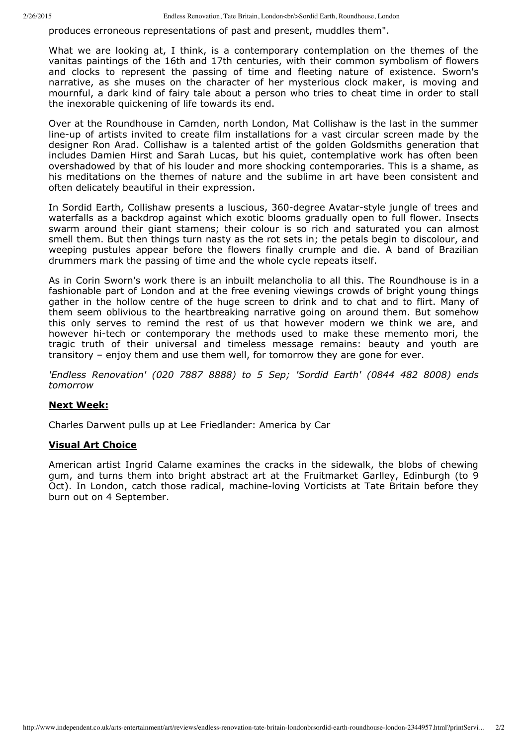produces erroneous representations of past and present, muddles them".

What we are looking at, I think, is a contemporary contemplation on the themes of the vanitas paintings of the 16th and 17th centuries, with their common symbolism of flowers and clocks to represent the passing of time and fleeting nature of existence. Sworn's narrative, as she muses on the character of her mysterious clock maker, is moving and mournful, a dark kind of fairy tale about a person who tries to cheat time in order to stall the inexorable quickening of life towards its end.

Over at the Roundhouse in Camden, north London, Mat Collishaw is the last in the summer line-up of artists invited to create film installations for a vast circular screen made by the designer Ron Arad. Collishaw is a talented artist of the golden Goldsmiths generation that includes Damien Hirst and Sarah Lucas, but his quiet, contemplative work has often been overshadowed by that of his louder and more shocking contemporaries. This is a shame, as his meditations on the themes of nature and the sublime in art have been consistent and often delicately beautiful in their expression.

In Sordid Earth, Collishaw presents a luscious, 360-degree Avatar-style jungle of trees and waterfalls as a backdrop against which exotic blooms gradually open to full flower. Insects swarm around their giant stamens; their colour is so rich and saturated you can almost smell them. But then things turn nasty as the rot sets in; the petals begin to discolour, and weeping pustules appear before the flowers finally crumple and die. A band of Brazilian drummers mark the passing of time and the whole cycle repeats itself.

As in Corin Sworn's work there is an inbuilt melancholia to all this. The Roundhouse is in a fashionable part of London and at the free evening viewings crowds of bright young things gather in the hollow centre of the huge screen to drink and to chat and to flirt. Many of them seem oblivious to the heartbreaking narrative going on around them. But somehow this only serves to remind the rest of us that however modern we think we are, and however hi-tech or contemporary the methods used to make these memento mori, the tragic truth of their universal and timeless message remains: beauty and youth are transitory – enjoy them and use them well, for tomorrow they are gone for ever.

*'Endless Renovation' (020 7887 8888) to 5 Sep; 'Sordid Earth' (0844 482 8008) ends tomorrow*

**Next Week:**

Charles Darwent pulls up at Lee Friedlander: America by Car

**Visual Art Choice**

American artist Ingrid Calame examines the cracks in the sidewalk, the blobs of chewing gum, and turns them into bright abstract art at the Fruitmarket Garlley, Edinburgh (to 9 Oct). In London, catch those radical, machine-loving Vorticists at Tate Britain before they burn out on 4 September.